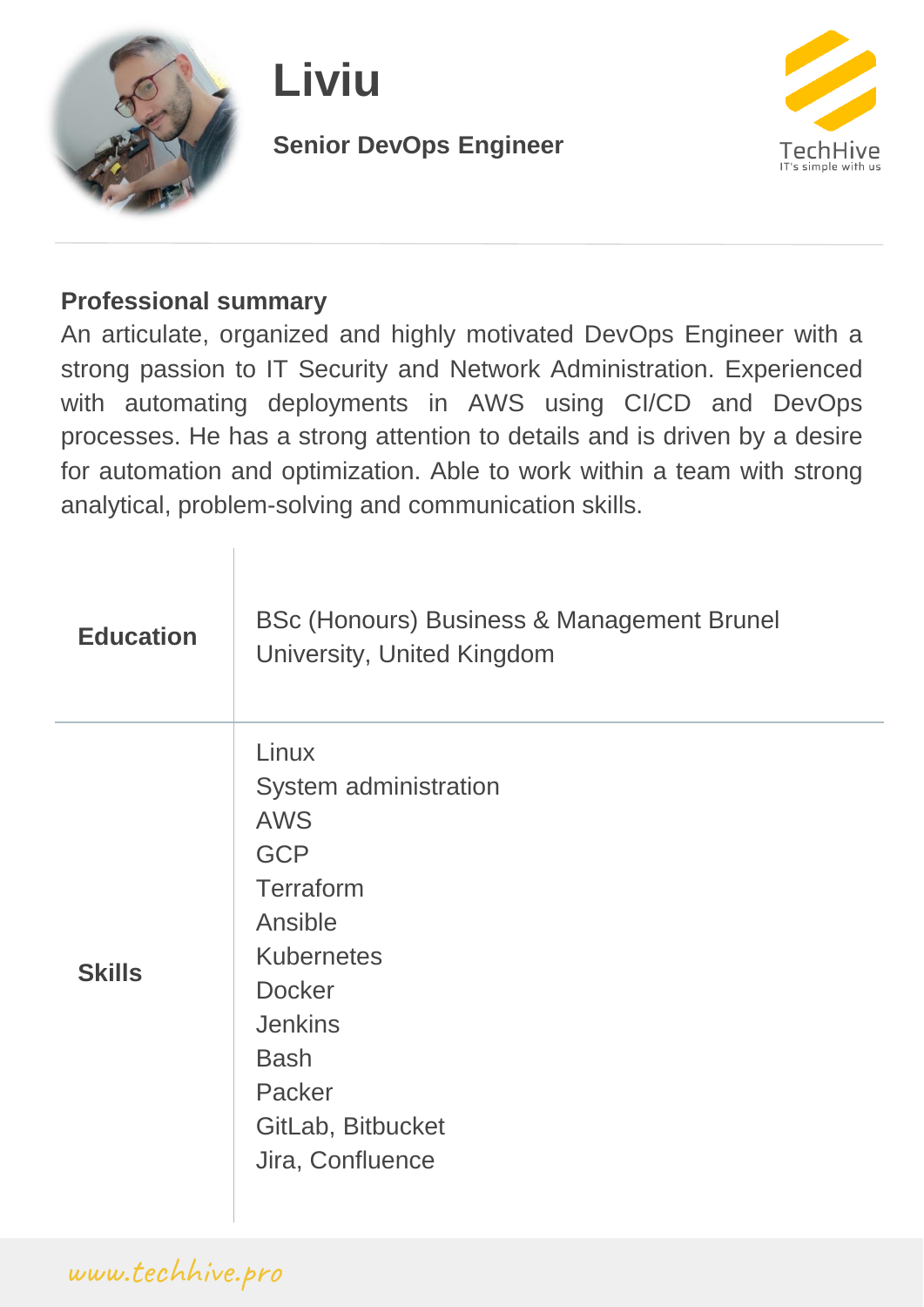# Liviu

**Senior DevOps Engineer**

TechHive
IT's simple with us

## Professional summary

An articulate, organized and highly motivated DevOps Engineer with a strong passion to IT Security and Network Administration. Experienced with automating deployments in AWS using CI/CD and DevOps processes. He has a strong attention to details and is driven by a desire for automation and optimization. Able to work within a team with strong analytical, problem-solving and communication skills.

| | |
|---|---|
| **Education** | BSc (Honours) Business & Management Brunel University, United Kingdom |
| **Skills** | Linux<br>System administration<br>AWS<br>GCP<br>Terraform<br>Ansible<br>Kubernetes<br>Docker<br>Jenkins<br>Bash<br>Packer<br>GitLab, Bitbucket<br>Jira, Confluence |

www.techhive.pro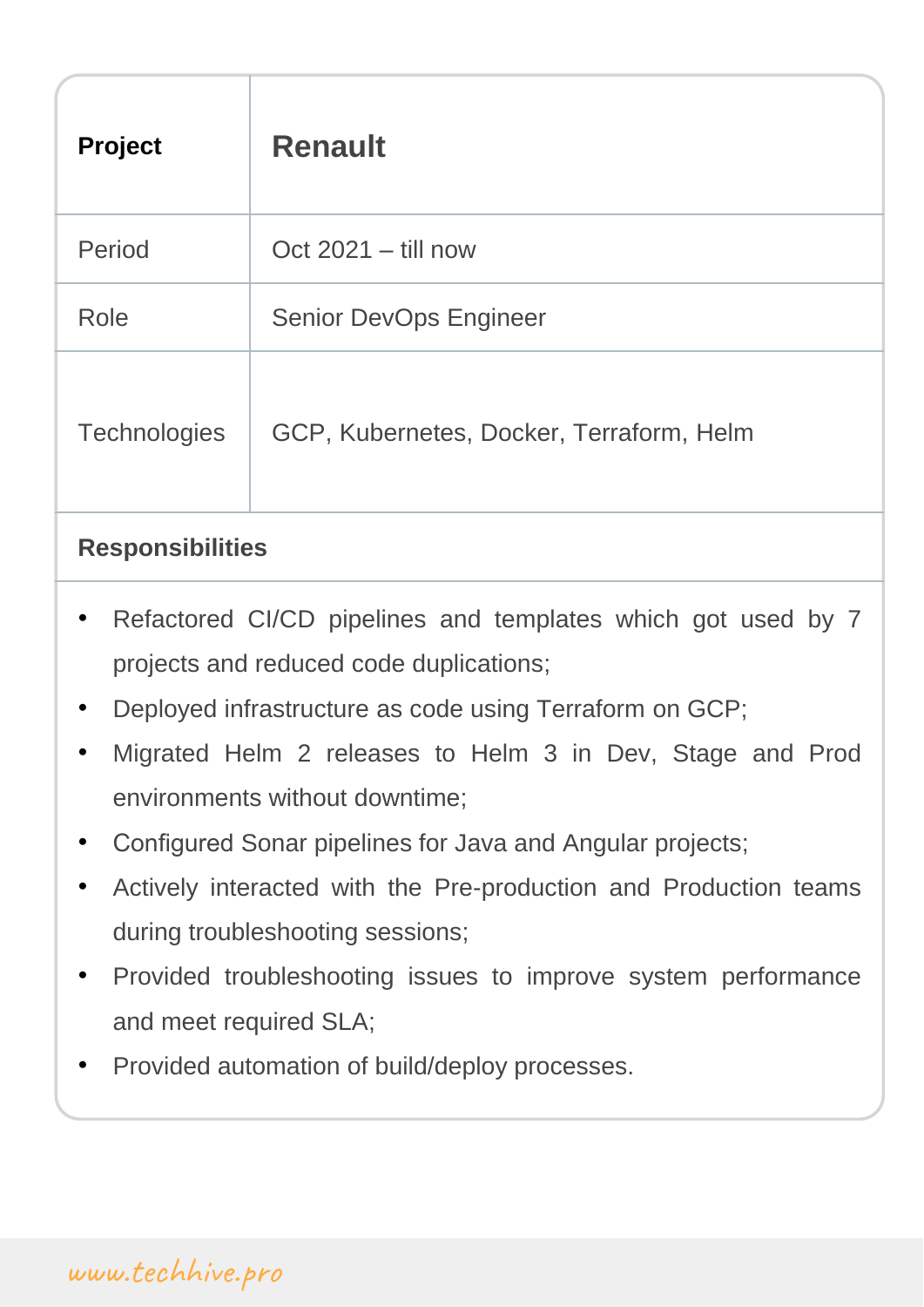| Project | Renault |
|---|---|
| Period | Oct 2021 – till now |
| Role | Senior DevOps Engineer |
| Technologies | GCP, Kubernetes, Docker, Terraform, Helm |

**Responsibilities**

- Refactored CI/CD pipelines and templates which got used by 7 projects and reduced code duplications;
- Deployed infrastructure as code using Terraform on GCP;
- Migrated Helm 2 releases to Helm 3 in Dev, Stage and Prod environments without downtime;
- Configured Sonar pipelines for Java and Angular projects;
- Actively interacted with the Pre-production and Production teams during troubleshooting sessions;
- Provided troubleshooting issues to improve system performance and meet required SLA;
- Provided automation of build/deploy processes.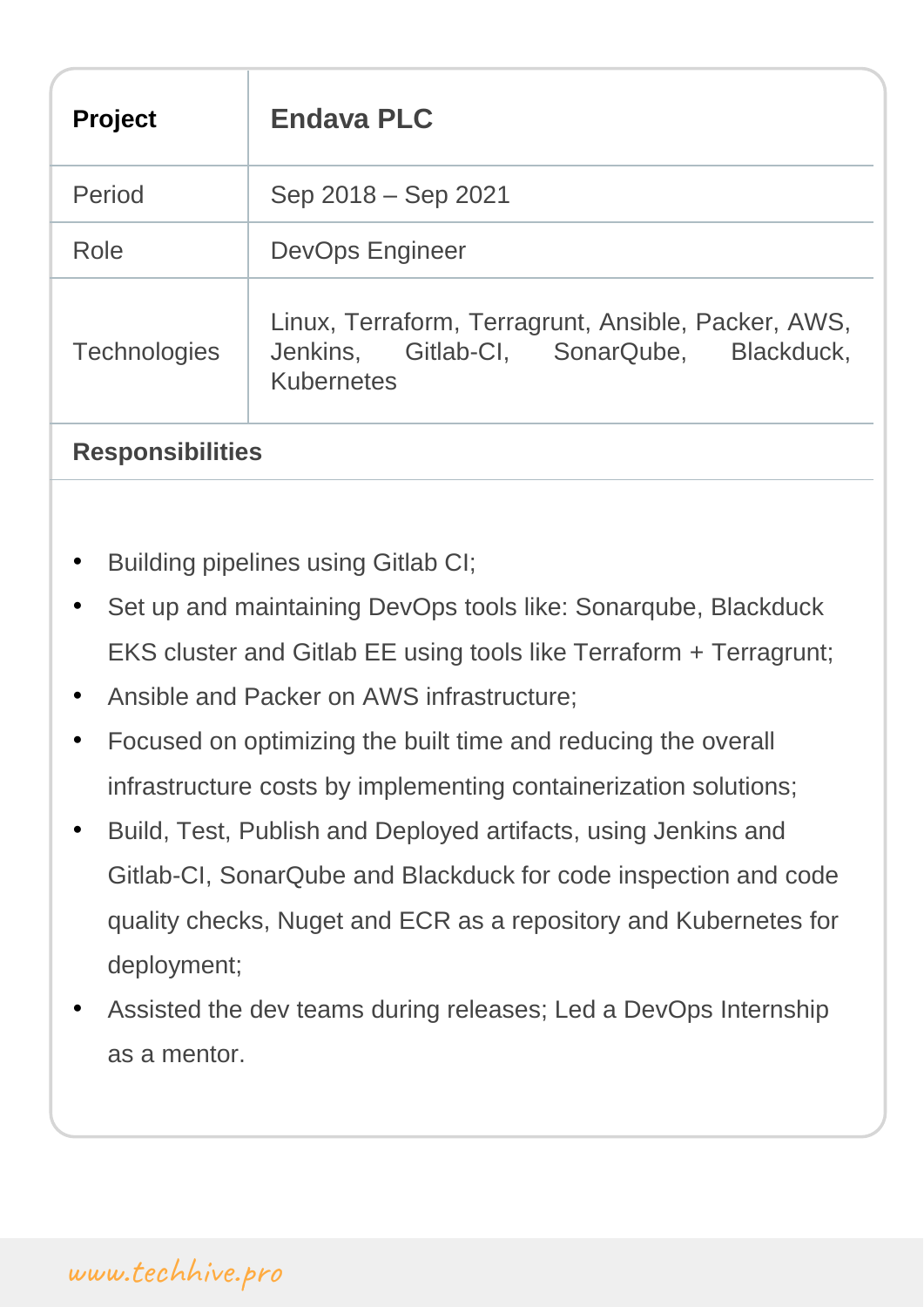| **Project** | **Endava PLC** |
| --- | --- |
| Period | Sep 2018 – Sep 2021 |
| Role | DevOps Engineer |
| Technologies | Linux, Terraform, Terragrunt, Ansible, Packer, AWS, Jenkins, Gitlab-CI, SonarQube, Blackduck, Kubernetes |

**Responsibilities**

- Building pipelines using Gitlab CI;
- Set up and maintaining DevOps tools like: Sonarqube, Blackduck EKS cluster and Gitlab EE using tools like Terraform + Terragrunt;
- Ansible and Packer on AWS infrastructure;
- Focused on optimizing the built time and reducing the overall infrastructure costs by implementing containerization solutions;
- Build, Test, Publish and Deployed artifacts, using Jenkins and Gitlab-CI, SonarQube and Blackduck for code inspection and code quality checks, Nuget and ECR as a repository and Kubernetes for deployment;
- Assisted the dev teams during releases; Led a DevOps Internship as a mentor.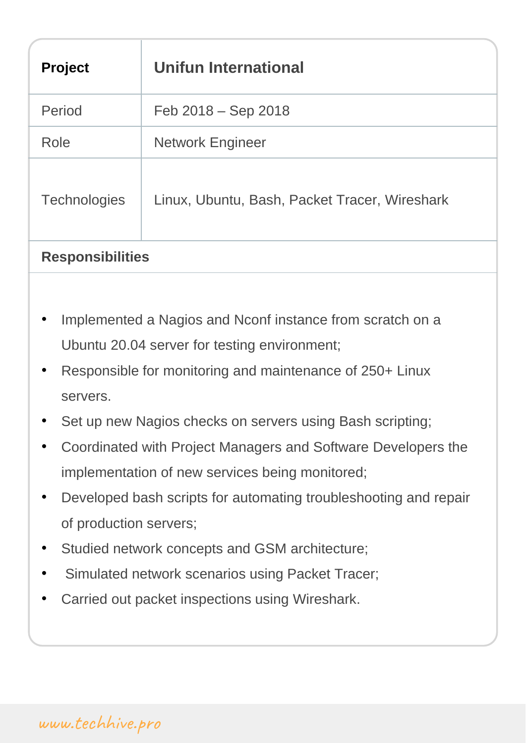| | |
|---|---|
| **Project** | **Unifun International** |
| Period | Feb 2018 – Sep 2018 |
| Role | Network Engineer |
| Technologies | Linux, Ubuntu, Bash, Packet Tracer, Wireshark |

**Responsibilities**

- Implemented a Nagios and Nconf instance from scratch on a Ubuntu 20.04 server for testing environment;
- Responsible for monitoring and maintenance of 250+ Linux servers.
- Set up new Nagios checks on servers using Bash scripting;
- Coordinated with Project Managers and Software Developers the implementation of new services being monitored;
- Developed bash scripts for automating troubleshooting and repair of production servers;
- Studied network concepts and GSM architecture;
- Simulated network scenarios using Packet Tracer;
- Carried out packet inspections using Wireshark.